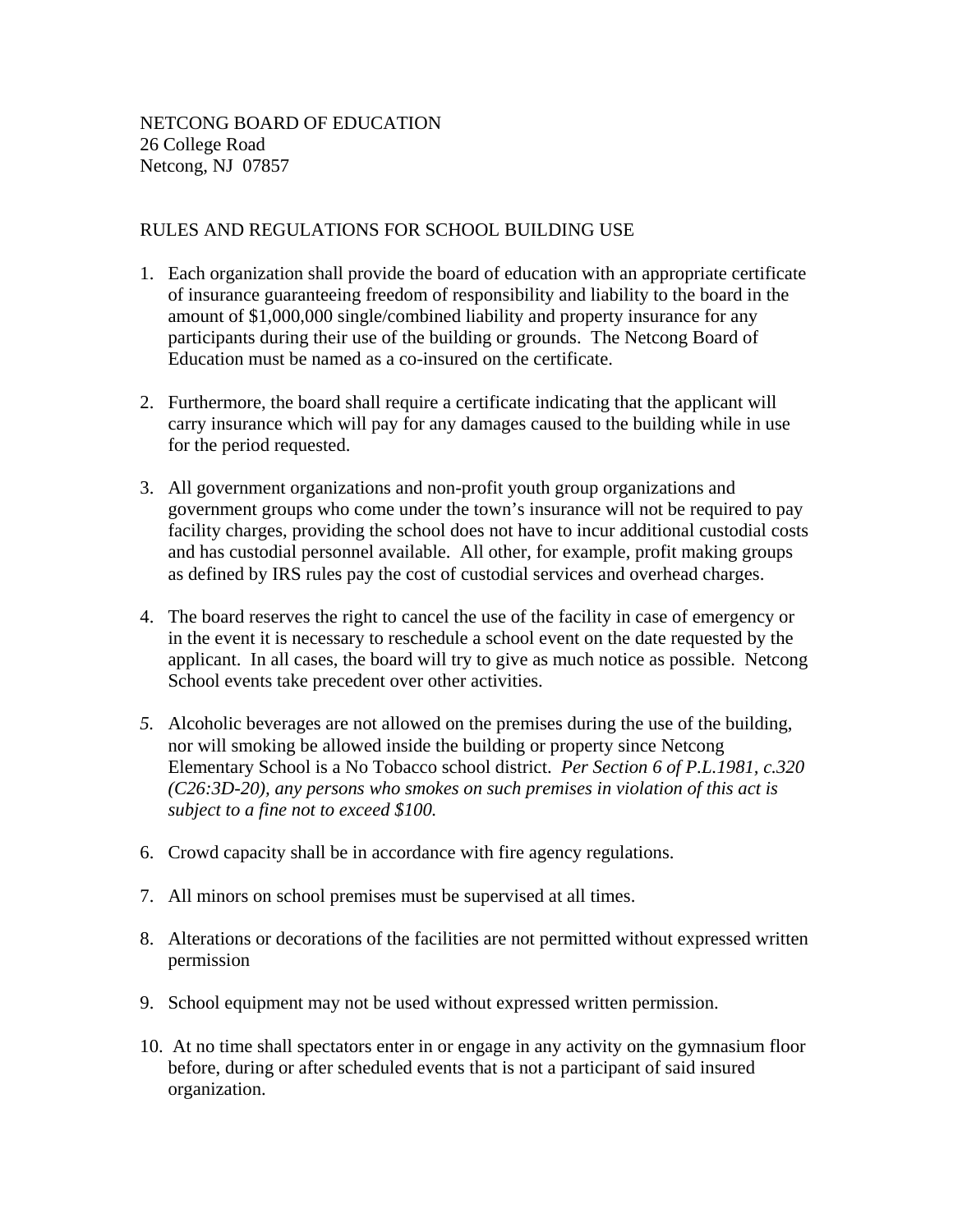NETCONG BOARD OF EDUCATION
26 College Road
Netcong, NJ 07857

RULES AND REGULATIONS FOR SCHOOL BUILDING USE

1. Each organization shall provide the board of education with an appropriate certificate of insurance guaranteeing freedom of responsibility and liability to the board in the amount of $1,000,000 single/combined liability and property insurance for any participants during their use of the building or grounds. The Netcong Board of Education must be named as a co-insured on the certificate.

2. Furthermore, the board shall require a certificate indicating that the applicant will carry insurance which will pay for any damages caused to the building while in use for the period requested.

3. All government organizations and non-profit youth group organizations and government groups who come under the town's insurance will not be required to pay facility charges, providing the school does not have to incur additional custodial costs and has custodial personnel available. All other, for example, profit making groups as defined by IRS rules pay the cost of custodial services and overhead charges.

4. The board reserves the right to cancel the use of the facility in case of emergency or in the event it is necessary to reschedule a school event on the date requested by the applicant. In all cases, the board will try to give as much notice as possible. Netcong School events take precedent over other activities.

5. Alcoholic beverages are not allowed on the premises during the use of the building, nor will smoking be allowed inside the building or property since Netcong Elementary School is a No Tobacco school district. *Per Section 6 of P.L.1981, c.320 (C26:3D-20), any persons who smokes on such premises in violation of this act is subject to a fine not to exceed $100.*

6. Crowd capacity shall be in accordance with fire agency regulations.

7. All minors on school premises must be supervised at all times.

8. Alterations or decorations of the facilities are not permitted without expressed written permission

9. School equipment may not be used without expressed written permission.

10. At no time shall spectators enter in or engage in any activity on the gymnasium floor before, during or after scheduled events that is not a participant of said insured organization.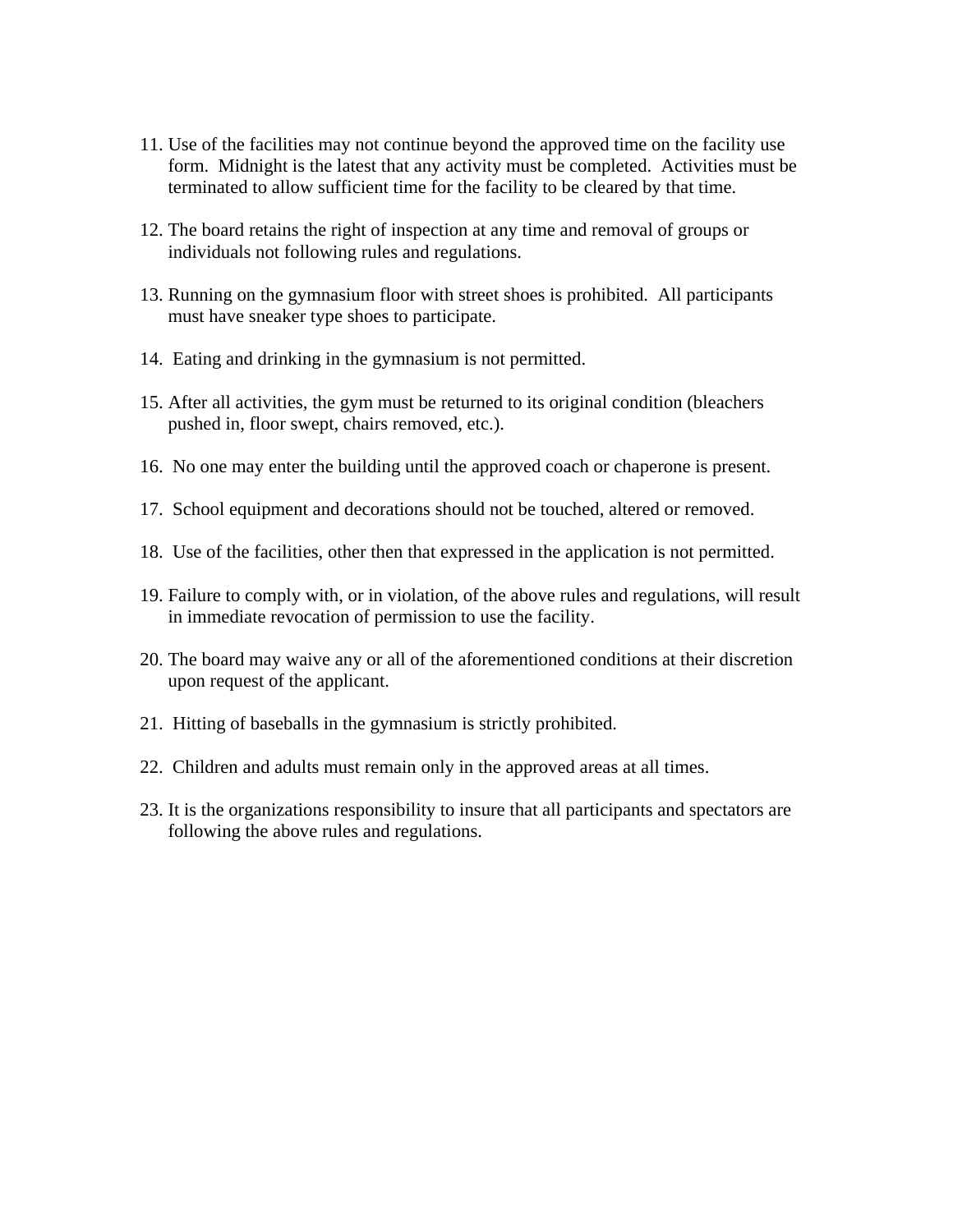11. Use of the facilities may not continue beyond the approved time on the facility use form. Midnight is the latest that any activity must be completed. Activities must be terminated to allow sufficient time for the facility to be cleared by that time.

12. The board retains the right of inspection at any time and removal of groups or individuals not following rules and regulations.

13. Running on the gymnasium floor with street shoes is prohibited. All participants must have sneaker type shoes to participate.

14. Eating and drinking in the gymnasium is not permitted.

15. After all activities, the gym must be returned to its original condition (bleachers pushed in, floor swept, chairs removed, etc.).

16. No one may enter the building until the approved coach or chaperone is present.

17. School equipment and decorations should not be touched, altered or removed.

18. Use of the facilities, other then that expressed in the application is not permitted.

19. Failure to comply with, or in violation, of the above rules and regulations, will result in immediate revocation of permission to use the facility.

20. The board may waive any or all of the aforementioned conditions at their discretion upon request of the applicant.

21. Hitting of baseballs in the gymnasium is strictly prohibited.

22. Children and adults must remain only in the approved areas at all times.

23. It is the organizations responsibility to insure that all participants and spectators are following the above rules and regulations.